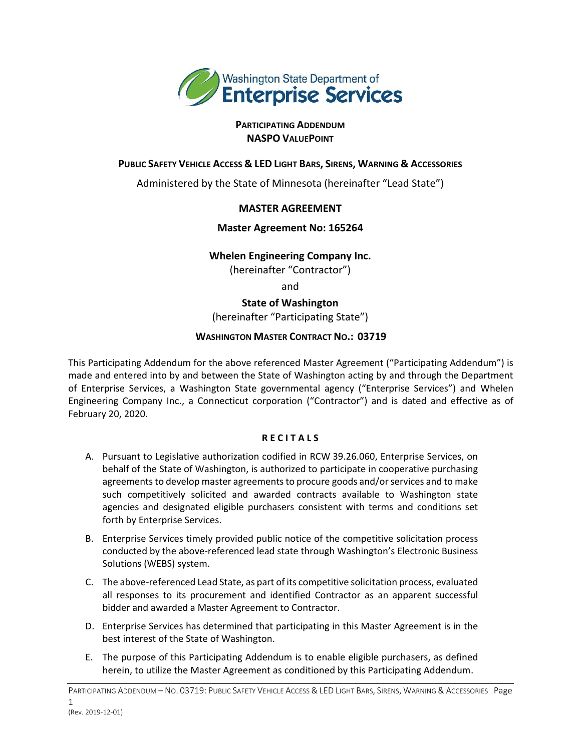Washington State Department of
**Enterprise Services**

**PARTICIPATING ADDENDUM**
**NASPO VALUEPOINT**

**PUBLIC SAFETY VEHICLE ACCESS & LED LIGHT BARS, SIRENS, WARNING & ACCESSORIES**

Administered by the State of Minnesota (hereinafter "Lead State")

**MASTER AGREEMENT**

**Master Agreement No: 165264**

**Whelen Engineering Company Inc.**
(hereinafter "Contractor")

and

**State of Washington**
(hereinafter "Participating State")

**WASHINGTON MASTER CONTRACT NO.: 03719**

This Participating Addendum for the above referenced Master Agreement ("Participating Addendum") is made and entered into by and between the State of Washington acting by and through the Department of Enterprise Services, a Washington State governmental agency ("Enterprise Services") and Whelen Engineering Company Inc., a Connecticut corporation ("Contractor") and is dated and effective as of February 20, 2020.

**RECITALS**

A. Pursuant to Legislative authorization codified in RCW 39.26.060, Enterprise Services, on behalf of the State of Washington, is authorized to participate in cooperative purchasing agreements to develop master agreements to procure goods and/or services and to make such competitively solicited and awarded contracts available to Washington state agencies and designated eligible purchasers consistent with terms and conditions set forth by Enterprise Services.

B. Enterprise Services timely provided public notice of the competitive solicitation process conducted by the above-referenced lead state through Washington's Electronic Business Solutions (WEBS) system.

C. The above-referenced Lead State, as part of its competitive solicitation process, evaluated all responses to its procurement and identified Contractor as an apparent successful bidder and awarded a Master Agreement to Contractor.

D. Enterprise Services has determined that participating in this Master Agreement is in the best interest of the State of Washington.

E. The purpose of this Participating Addendum is to enable eligible purchasers, as defined herein, to utilize the Master Agreement as conditioned by this Participating Addendum.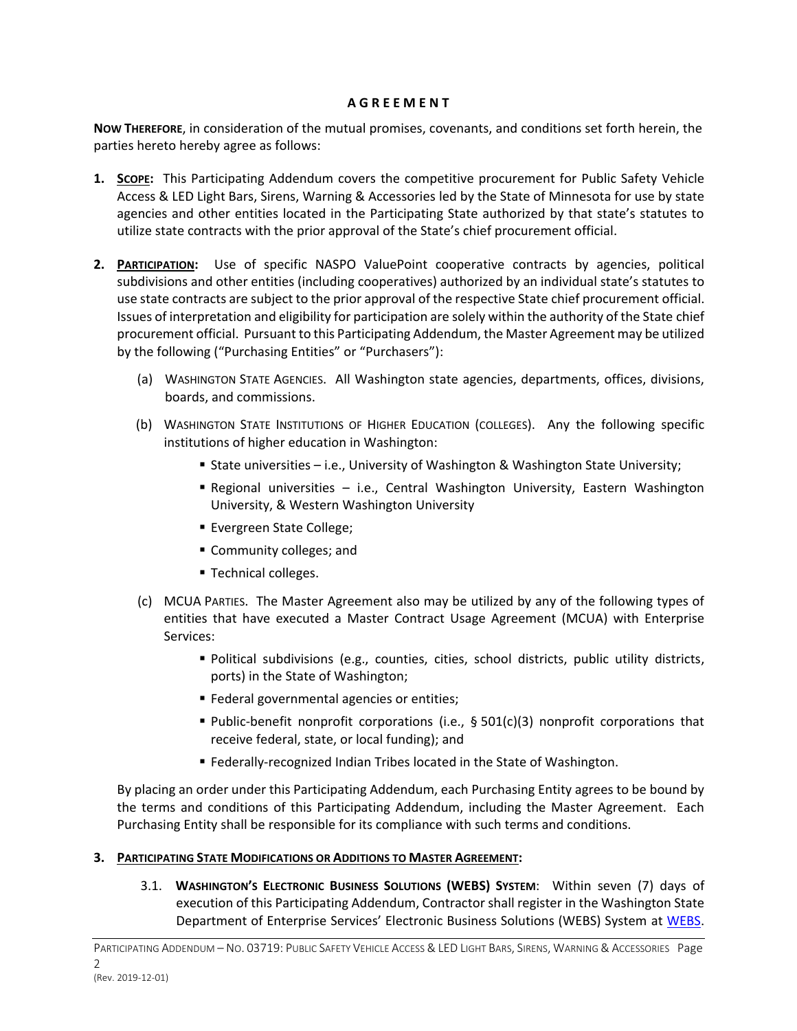## A G R E E M E N T

**NOW THEREFORE**, in consideration of the mutual promises, covenants, and conditions set forth herein, the parties hereto hereby agree as follows:

1. **SCOPE:** This Participating Addendum covers the competitive procurement for Public Safety Vehicle Access & LED Light Bars, Sirens, Warning & Accessories led by the State of Minnesota for use by state agencies and other entities located in the Participating State authorized by that state's statutes to utilize state contracts with the prior approval of the State's chief procurement official.

2. **PARTICIPATION:** Use of specific NASPO ValuePoint cooperative contracts by agencies, political subdivisions and other entities (including cooperatives) authorized by an individual state's statutes to use state contracts are subject to the prior approval of the respective State chief procurement official. Issues of interpretation and eligibility for participation are solely within the authority of the State chief procurement official. Pursuant to this Participating Addendum, the Master Agreement may be utilized by the following ("Purchasing Entities" or "Purchasers"):

   (a) WASHINGTON STATE AGENCIES. All Washington state agencies, departments, offices, divisions, boards, and commissions.

   (b) WASHINGTON STATE INSTITUTIONS OF HIGHER EDUCATION (COLLEGES). Any the following specific institutions of higher education in Washington:

   - State universities – i.e., University of Washington & Washington State University;
   - Regional universities – i.e., Central Washington University, Eastern Washington University, & Western Washington University
   - Evergreen State College;
   - Community colleges; and
   - Technical colleges.

   (c) MCUA PARTIES. The Master Agreement also may be utilized by any of the following types of entities that have executed a Master Contract Usage Agreement (MCUA) with Enterprise Services:

   - Political subdivisions (e.g., counties, cities, school districts, public utility districts, ports) in the State of Washington;
   - Federal governmental agencies or entities;
   - Public-benefit nonprofit corporations (i.e., § 501(c)(3) nonprofit corporations that receive federal, state, or local funding); and
   - Federally-recognized Indian Tribes located in the State of Washington.

   By placing an order under this Participating Addendum, each Purchasing Entity agrees to be bound by the terms and conditions of this Participating Addendum, including the Master Agreement. Each Purchasing Entity shall be responsible for its compliance with such terms and conditions.

3. **PARTICIPATING STATE MODIFICATIONS OR ADDITIONS TO MASTER AGREEMENT:**

   3.1. **WASHINGTON'S ELECTRONIC BUSINESS SOLUTIONS (WEBS) SYSTEM**: Within seven (7) days of execution of this Participating Addendum, Contractor shall register in the Washington State Department of Enterprise Services' Electronic Business Solutions (WEBS) System at WEBS.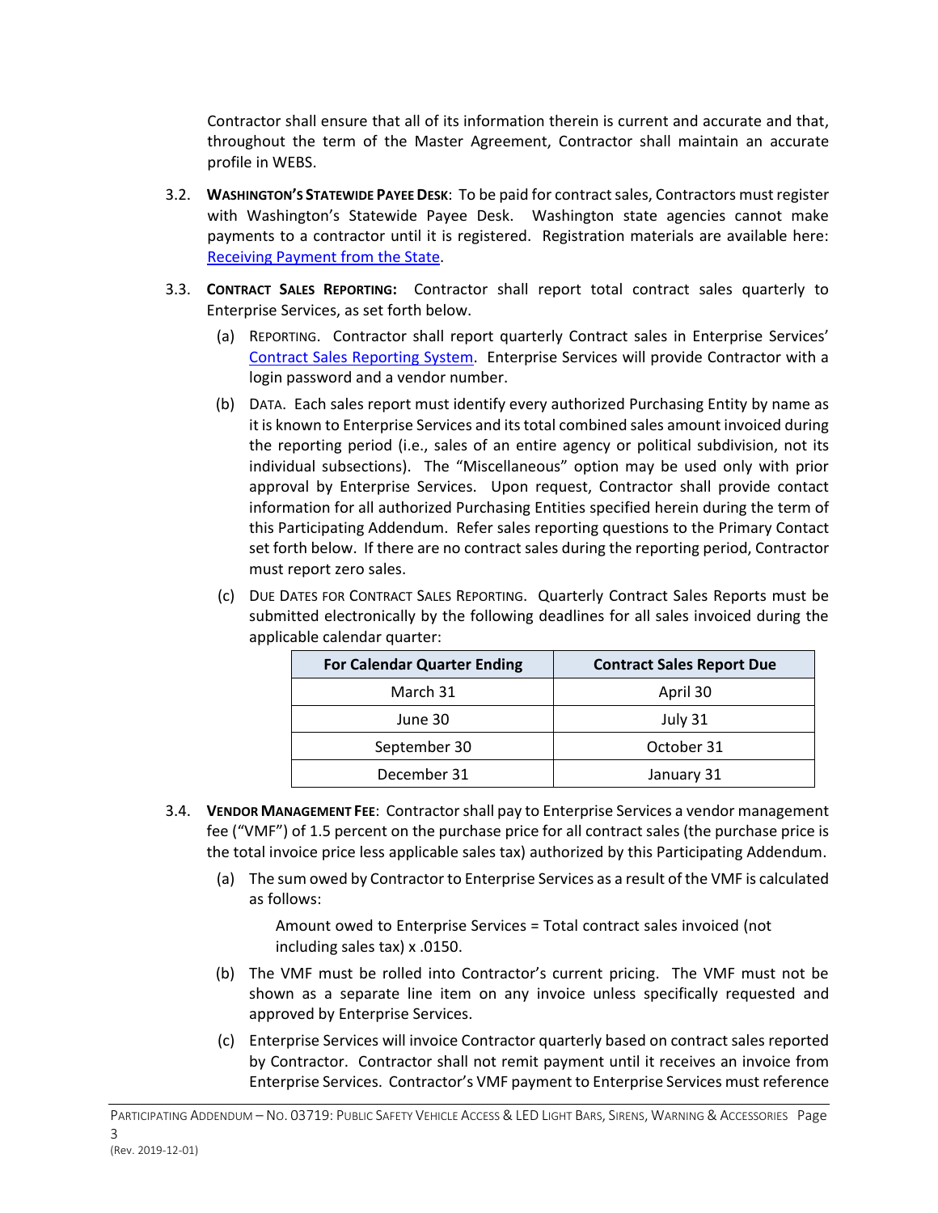Contractor shall ensure that all of its information therein is current and accurate and that, throughout the term of the Master Agreement, Contractor shall maintain an accurate profile in WEBS.

3.2. **WASHINGTON'S STATEWIDE PAYEE DESK**: To be paid for contract sales, Contractors must register with Washington's Statewide Payee Desk. Washington state agencies cannot make payments to a contractor until it is registered. Registration materials are available here: [Receiving Payment from the State](#).

3.3. **CONTRACT SALES REPORTING:** Contractor shall report total contract sales quarterly to Enterprise Services, as set forth below.

(a) REPORTING. Contractor shall report quarterly Contract sales in Enterprise Services' [Contract Sales Reporting System](#). Enterprise Services will provide Contractor with a login password and a vendor number.

(b) DATA. Each sales report must identify every authorized Purchasing Entity by name as it is known to Enterprise Services and its total combined sales amount invoiced during the reporting period (i.e., sales of an entire agency or political subdivision, not its individual subsections). The "Miscellaneous" option may be used only with prior approval by Enterprise Services. Upon request, Contractor shall provide contact information for all authorized Purchasing Entities specified herein during the term of this Participating Addendum. Refer sales reporting questions to the Primary Contact set forth below. If there are no contract sales during the reporting period, Contractor must report zero sales.

(c) DUE DATES FOR CONTRACT SALES REPORTING. Quarterly Contract Sales Reports must be submitted electronically by the following deadlines for all sales invoiced during the applicable calendar quarter:

| For Calendar Quarter Ending | Contract Sales Report Due |
|---|---|
| March 31 | April 30 |
| June 30 | July 31 |
| September 30 | October 31 |
| December 31 | January 31 |

3.4. **VENDOR MANAGEMENT FEE**: Contractor shall pay to Enterprise Services a vendor management fee ("VMF") of 1.5 percent on the purchase price for all contract sales (the purchase price is the total invoice price less applicable sales tax) authorized by this Participating Addendum.

(a) The sum owed by Contractor to Enterprise Services as a result of the VMF is calculated as follows:

> Amount owed to Enterprise Services = Total contract sales invoiced (not including sales tax) x .0150.

(b) The VMF must be rolled into Contractor's current pricing. The VMF must not be shown as a separate line item on any invoice unless specifically requested and approved by Enterprise Services.

(c) Enterprise Services will invoice Contractor quarterly based on contract sales reported by Contractor. Contractor shall not remit payment until it receives an invoice from Enterprise Services. Contractor's VMF payment to Enterprise Services must reference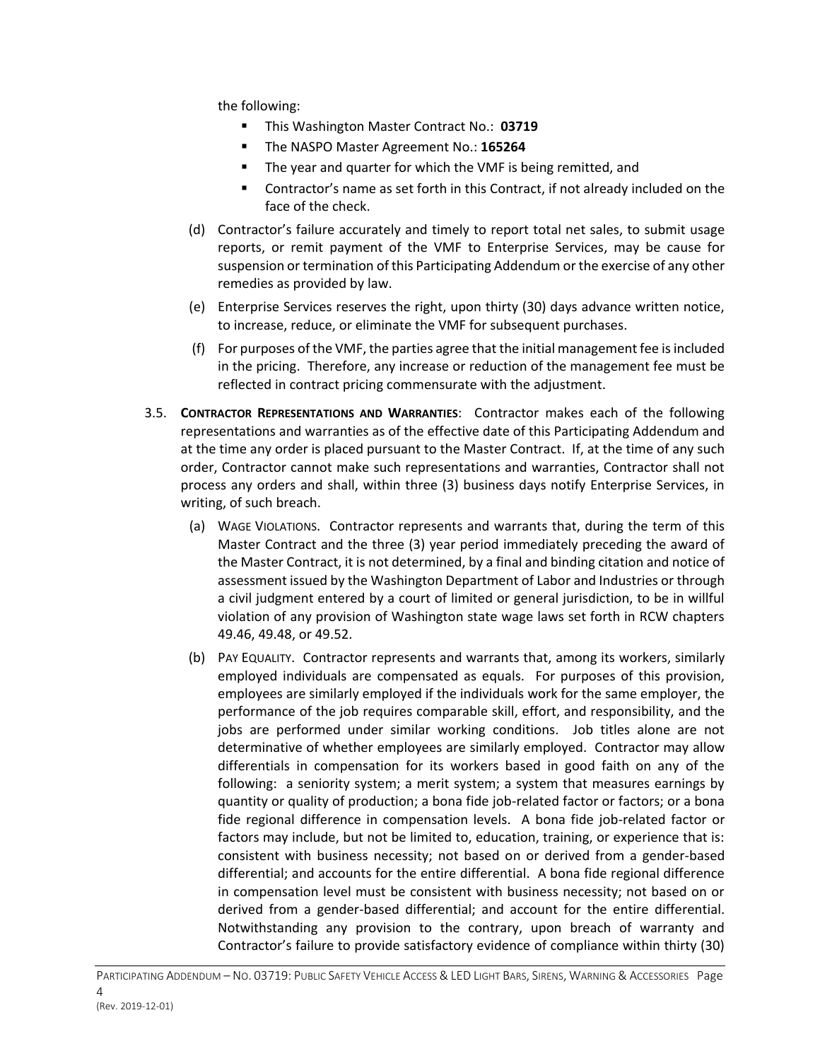the following:

- This Washington Master Contract No.: **03719**
- The NASPO Master Agreement No.: **165264**
- The year and quarter for which the VMF is being remitted, and
- Contractor's name as set forth in this Contract, if not already included on the face of the check.

(d) Contractor's failure accurately and timely to report total net sales, to submit usage reports, or remit payment of the VMF to Enterprise Services, may be cause for suspension or termination of this Participating Addendum or the exercise of any other remedies as provided by law.

(e) Enterprise Services reserves the right, upon thirty (30) days advance written notice, to increase, reduce, or eliminate the VMF for subsequent purchases.

(f) For purposes of the VMF, the parties agree that the initial management fee is included in the pricing. Therefore, any increase or reduction of the management fee must be reflected in contract pricing commensurate with the adjustment.

3.5. **CONTRACTOR REPRESENTATIONS AND WARRANTIES**: Contractor makes each of the following representations and warranties as of the effective date of this Participating Addendum and at the time any order is placed pursuant to the Master Contract. If, at the time of any such order, Contractor cannot make such representations and warranties, Contractor shall not process any orders and shall, within three (3) business days notify Enterprise Services, in writing, of such breach.

(a) WAGE VIOLATIONS. Contractor represents and warrants that, during the term of this Master Contract and the three (3) year period immediately preceding the award of the Master Contract, it is not determined, by a final and binding citation and notice of assessment issued by the Washington Department of Labor and Industries or through a civil judgment entered by a court of limited or general jurisdiction, to be in willful violation of any provision of Washington state wage laws set forth in RCW chapters 49.46, 49.48, or 49.52.

(b) PAY EQUALITY. Contractor represents and warrants that, among its workers, similarly employed individuals are compensated as equals. For purposes of this provision, employees are similarly employed if the individuals work for the same employer, the performance of the job requires comparable skill, effort, and responsibility, and the jobs are performed under similar working conditions. Job titles alone are not determinative of whether employees are similarly employed. Contractor may allow differentials in compensation for its workers based in good faith on any of the following: a seniority system; a merit system; a system that measures earnings by quantity or quality of production; a bona fide job-related factor or factors; or a bona fide regional difference in compensation levels. A bona fide job-related factor or factors may include, but not be limited to, education, training, or experience that is: consistent with business necessity; not based on or derived from a gender-based differential; and accounts for the entire differential. A bona fide regional difference in compensation level must be consistent with business necessity; not based on or derived from a gender-based differential; and account for the entire differential. Notwithstanding any provision to the contrary, upon breach of warranty and Contractor's failure to provide satisfactory evidence of compliance within thirty (30)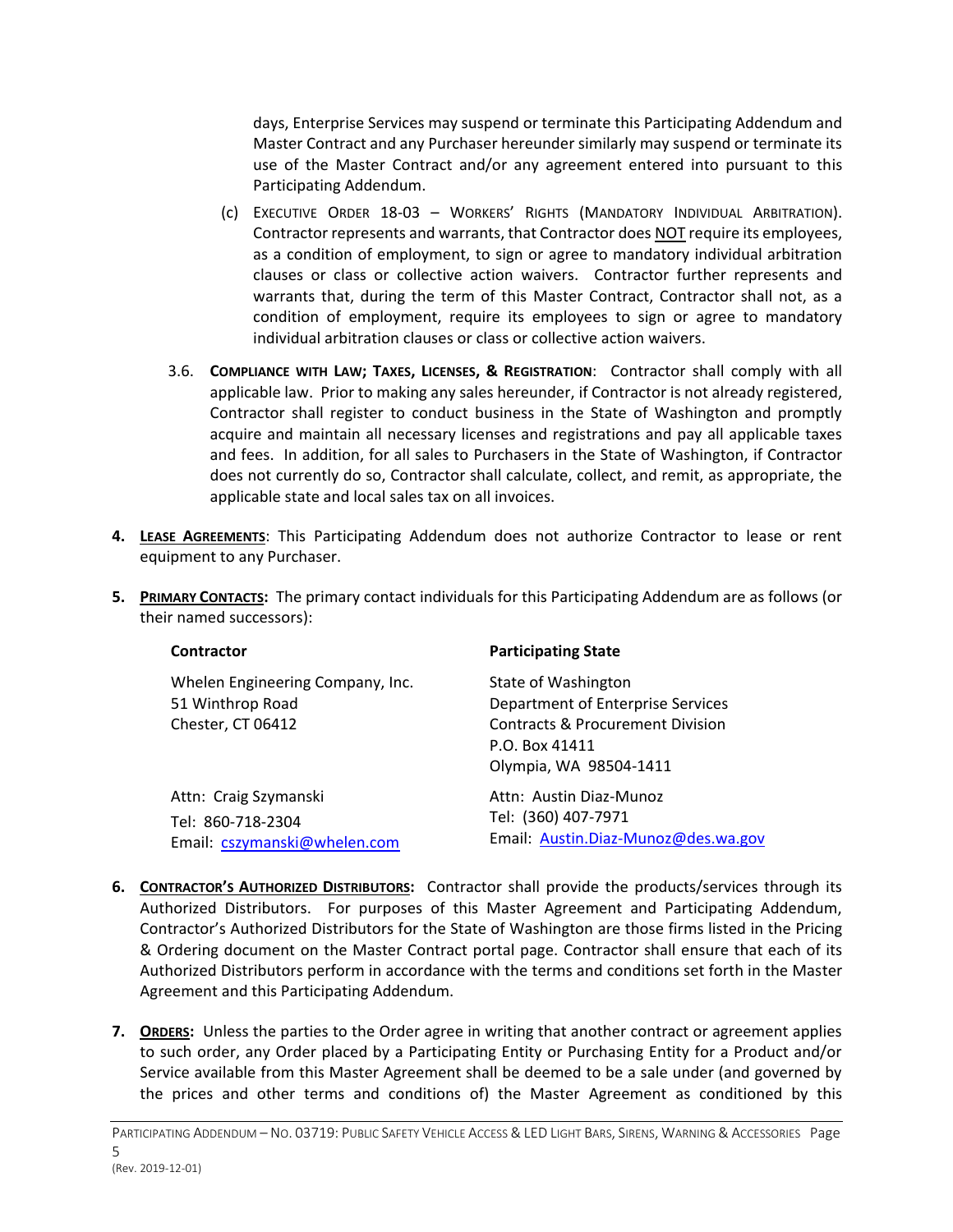days, Enterprise Services may suspend or terminate this Participating Addendum and Master Contract and any Purchaser hereunder similarly may suspend or terminate its use of the Master Contract and/or any agreement entered into pursuant to this Participating Addendum.

(c) Executive Order 18-03 – Workers' Rights (Mandatory Individual Arbitration). Contractor represents and warrants, that Contractor does NOT require its employees, as a condition of employment, to sign or agree to mandatory individual arbitration clauses or class or collective action waivers. Contractor further represents and warrants that, during the term of this Master Contract, Contractor shall not, as a condition of employment, require its employees to sign or agree to mandatory individual arbitration clauses or class or collective action waivers.

3.6. **Compliance with Law; Taxes, Licenses, & Registration**: Contractor shall comply with all applicable law. Prior to making any sales hereunder, if Contractor is not already registered, Contractor shall register to conduct business in the State of Washington and promptly acquire and maintain all necessary licenses and registrations and pay all applicable taxes and fees. In addition, for all sales to Purchasers in the State of Washington, if Contractor does not currently do so, Contractor shall calculate, collect, and remit, as appropriate, the applicable state and local sales tax on all invoices.

4. **Lease Agreements**: This Participating Addendum does not authorize Contractor to lease or rent equipment to any Purchaser.

5. **Primary Contacts:** The primary contact individuals for this Participating Addendum are as follows (or their named successors):

| **Contractor** | **Participating State** |
|---|---|
| Whelen Engineering Company, Inc.<br>51 Winthrop Road<br>Chester, CT 06412 | State of Washington<br>Department of Enterprise Services<br>Contracts & Procurement Division<br>P.O. Box 41411<br>Olympia, WA 98504-1411 |
| Attn: Craig Szymanski<br>Tel: 860-718-2304<br>Email: cszymanski@whelen.com | Attn: Austin Diaz-Munoz<br>Tel: (360) 407-7971<br>Email: Austin.Diaz-Munoz@des.wa.gov |

6. **Contractor's Authorized Distributors:** Contractor shall provide the products/services through its Authorized Distributors. For purposes of this Master Agreement and Participating Addendum, Contractor's Authorized Distributors for the State of Washington are those firms listed in the Pricing & Ordering document on the Master Contract portal page. Contractor shall ensure that each of its Authorized Distributors perform in accordance with the terms and conditions set forth in the Master Agreement and this Participating Addendum.

7. **Orders:** Unless the parties to the Order agree in writing that another contract or agreement applies to such order, any Order placed by a Participating Entity or Purchasing Entity for a Product and/or Service available from this Master Agreement shall be deemed to be a sale under (and governed by the prices and other terms and conditions of) the Master Agreement as conditioned by this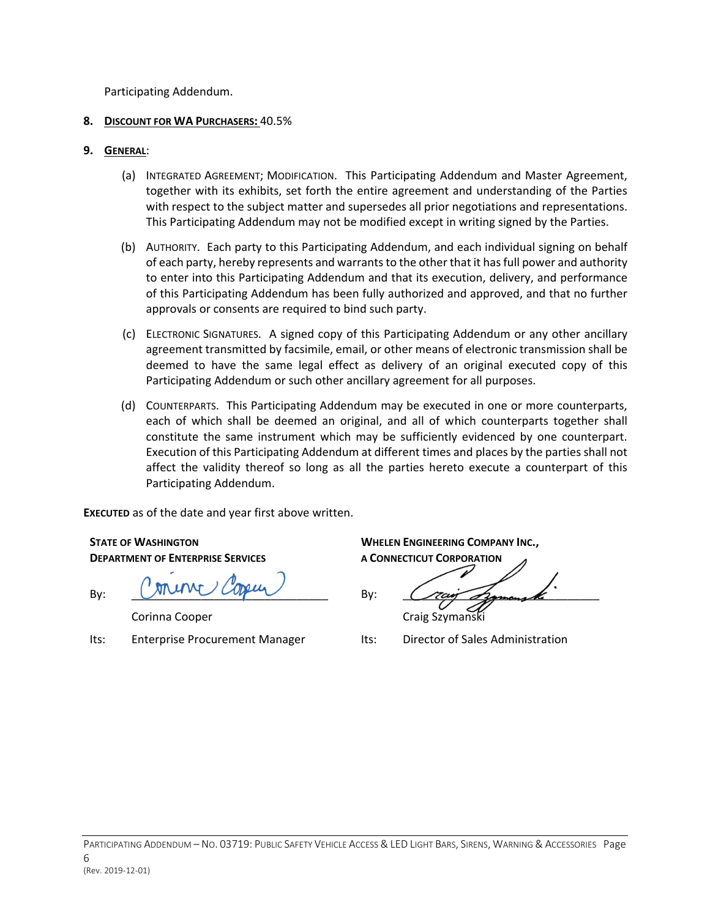Participating Addendum.

**8. DISCOUNT FOR WA PURCHASERS:** 40.5%

**9. GENERAL:**

(a) INTEGRATED AGREEMENT; MODIFICATION. This Participating Addendum and Master Agreement, together with its exhibits, set forth the entire agreement and understanding of the Parties with respect to the subject matter and supersedes all prior negotiations and representations. This Participating Addendum may not be modified except in writing signed by the Parties.

(b) AUTHORITY. Each party to this Participating Addendum, and each individual signing on behalf of each party, hereby represents and warrants to the other that it has full power and authority to enter into this Participating Addendum and that its execution, delivery, and performance of this Participating Addendum has been fully authorized and approved, and that no further approvals or consents are required to bind such party.

(c) ELECTRONIC SIGNATURES. A signed copy of this Participating Addendum or any other ancillary agreement transmitted by facsimile, email, or other means of electronic transmission shall be deemed to have the same legal effect as delivery of an original executed copy of this Participating Addendum or such other ancillary agreement for all purposes.

(d) COUNTERPARTS. This Participating Addendum may be executed in one or more counterparts, each of which shall be deemed an original, and all of which counterparts together shall constitute the same instrument which may be sufficiently evidenced by one counterpart. Execution of this Participating Addendum at different times and places by the parties shall not affect the validity thereof so long as all the parties hereto execute a counterpart of this Participating Addendum.

**EXECUTED** as of the date and year first above written.

**STATE OF WASHINGTON**
**DEPARTMENT OF ENTERPRISE SERVICES**

By: _______________________________

Corinna Cooper

Its: Enterprise Procurement Manager

**WHELEN ENGINEERING COMPANY INC.,**
**A CONNECTICUT CORPORATION**

By: _______________________________

Craig Szymanski

Its: Director of Sales Administration

PARTICIPATING ADDENDUM – NO. 03719: PUBLIC SAFETY VEHICLE ACCESS & LED LIGHT BARS, SIRENS, WARNING & ACCESSORIES

(Rev. 2019-12-01)